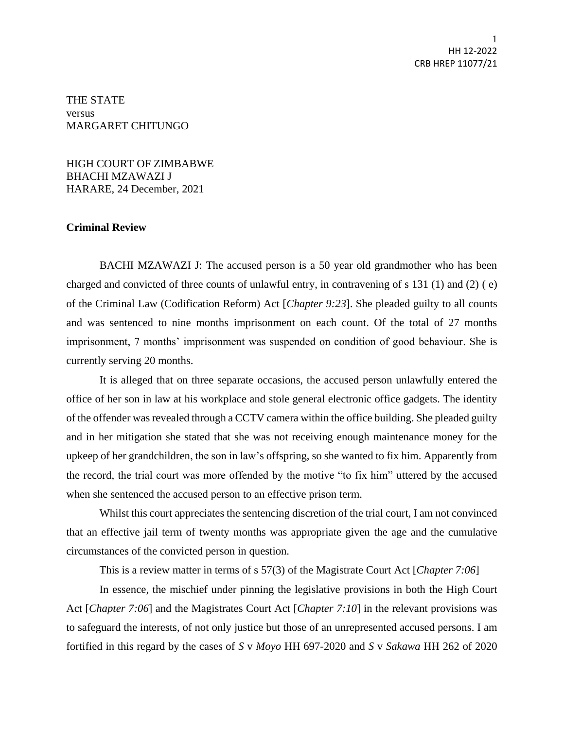THE STATE
versus
MARGARET CHITUNGO

HIGH COURT OF ZIMBABWE
BHACHI MZAWAZI J
HARARE, 24 December, 2021

**Criminal Review**

BACHI MZAWAZI J: The accused person is a 50 year old grandmother who has been charged and convicted of three counts of unlawful entry, in contravening of s 131 (1) and (2) ( e) of the Criminal Law (Codification Reform) Act [*Chapter 9:23*]. She pleaded guilty to all counts and was sentenced to nine months imprisonment on each count. Of the total of 27 months imprisonment, 7 months' imprisonment was suspended on condition of good behaviour. She is currently serving 20 months.

It is alleged that on three separate occasions, the accused person unlawfully entered the office of her son in law at his workplace and stole general electronic office gadgets. The identity of the offender was revealed through a CCTV camera within the office building. She pleaded guilty and in her mitigation she stated that she was not receiving enough maintenance money for the upkeep of her grandchildren, the son in law's offspring, so she wanted to fix him. Apparently from the record, the trial court was more offended by the motive "to fix him" uttered by the accused when she sentenced the accused person to an effective prison term.

Whilst this court appreciates the sentencing discretion of the trial court, I am not convinced that an effective jail term of twenty months was appropriate given the age and the cumulative circumstances of the convicted person in question.

This is a review matter in terms of s 57(3) of the Magistrate Court Act [*Chapter 7:06*]

In essence, the mischief under pinning the legislative provisions in both the High Court Act [*Chapter 7:06*] and the Magistrates Court Act [*Chapter 7:10*] in the relevant provisions was to safeguard the interests, of not only justice but those of an unrepresented accused persons. I am fortified in this regard by the cases of *S* v *Moyo* HH 697-2020 and *S* v *Sakawa* HH 262 of 2020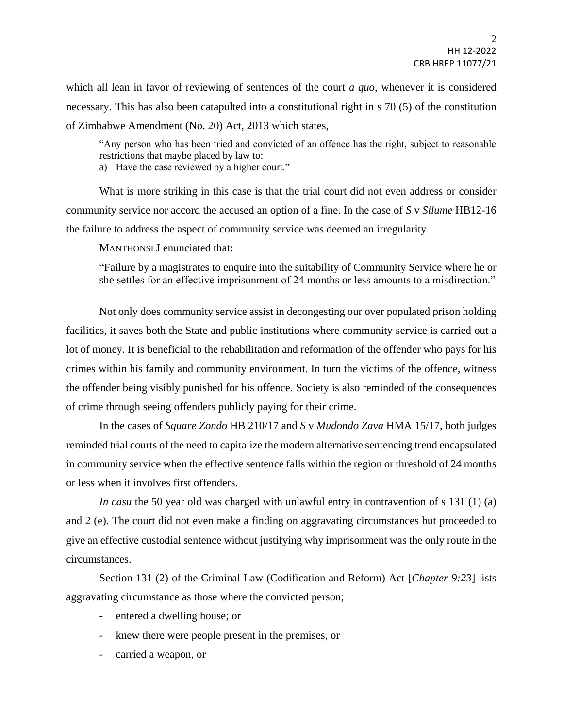which all lean in favor of reviewing of sentences of the court *a quo,* whenever it is considered necessary. This has also been catapulted into a constitutional right in s 70 (5) of the constitution of Zimbabwe Amendment (No. 20) Act, 2013 which states,

> "Any person who has been tried and convicted of an offence has the right, subject to reasonable restrictions that maybe placed by law to:
> a) Have the case reviewed by a higher court."

What is more striking in this case is that the trial court did not even address or consider community service nor accord the accused an option of a fine. In the case of *S* v *Silume* HB12-16 the failure to address the aspect of community service was deemed an irregularity.

MANTHONSI J enunciated that:

> "Failure by a magistrates to enquire into the suitability of Community Service where he or she settles for an effective imprisonment of 24 months or less amounts to a misdirection."

Not only does community service assist in decongesting our over populated prison holding facilities, it saves both the State and public institutions where community service is carried out a lot of money. It is beneficial to the rehabilitation and reformation of the offender who pays for his crimes within his family and community environment. In turn the victims of the offence, witness the offender being visibly punished for his offence. Society is also reminded of the consequences of crime through seeing offenders publicly paying for their crime.

In the cases of *Square Zondo* HB 210/17 and *S* v *Mudondo Zava* HMA 15/17, both judges reminded trial courts of the need to capitalize the modern alternative sentencing trend encapsulated in community service when the effective sentence falls within the region or threshold of 24 months or less when it involves first offenders.

*In casu* the 50 year old was charged with unlawful entry in contravention of s 131 (1) (a) and 2 (e). The court did not even make a finding on aggravating circumstances but proceeded to give an effective custodial sentence without justifying why imprisonment was the only route in the circumstances.

Section 131 (2) of the Criminal Law (Codification and Reform) Act [*Chapter 9:23*] lists aggravating circumstance as those where the convicted person;

- entered a dwelling house; or
- knew there were people present in the premises, or
- carried a weapon, or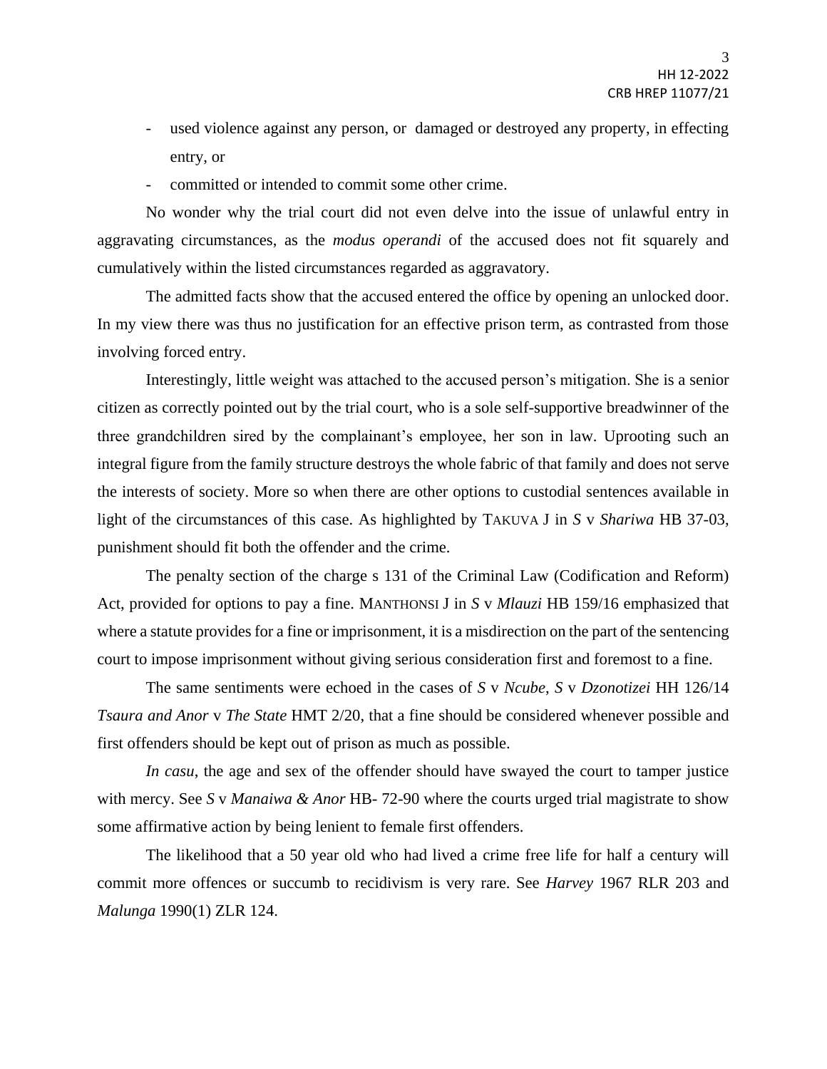- used violence against any person, or damaged or destroyed any property, in effecting entry, or
- committed or intended to commit some other crime.

No wonder why the trial court did not even delve into the issue of unlawful entry in aggravating circumstances, as the *modus operandi* of the accused does not fit squarely and cumulatively within the listed circumstances regarded as aggravatory.

The admitted facts show that the accused entered the office by opening an unlocked door. In my view there was thus no justification for an effective prison term, as contrasted from those involving forced entry.

Interestingly, little weight was attached to the accused person's mitigation. She is a senior citizen as correctly pointed out by the trial court, who is a sole self-supportive breadwinner of the three grandchildren sired by the complainant's employee, her son in law. Uprooting such an integral figure from the family structure destroys the whole fabric of that family and does not serve the interests of society. More so when there are other options to custodial sentences available in light of the circumstances of this case. As highlighted by TAKUVA J in *S* v *Shariwa* HB 37-03, punishment should fit both the offender and the crime.

The penalty section of the charge s 131 of the Criminal Law (Codification and Reform) Act, provided for options to pay a fine. MANTHONSI J in *S* v *Mlauzi* HB 159/16 emphasized that where a statute provides for a fine or imprisonment, it is a misdirection on the part of the sentencing court to impose imprisonment without giving serious consideration first and foremost to a fine.

The same sentiments were echoed in the cases of *S* v *Ncube*, *S* v *Dzonotizei* HH 126/14 *Tsaura and Anor* v *The State* HMT 2/20, that a fine should be considered whenever possible and first offenders should be kept out of prison as much as possible.

*In casu*, the age and sex of the offender should have swayed the court to tamper justice with mercy. See *S* v *Manaiwa & Anor* HB- 72-90 where the courts urged trial magistrate to show some affirmative action by being lenient to female first offenders.

The likelihood that a 50 year old who had lived a crime free life for half a century will commit more offences or succumb to recidivism is very rare. See *Harvey* 1967 RLR 203 and *Malunga* 1990(1) ZLR 124.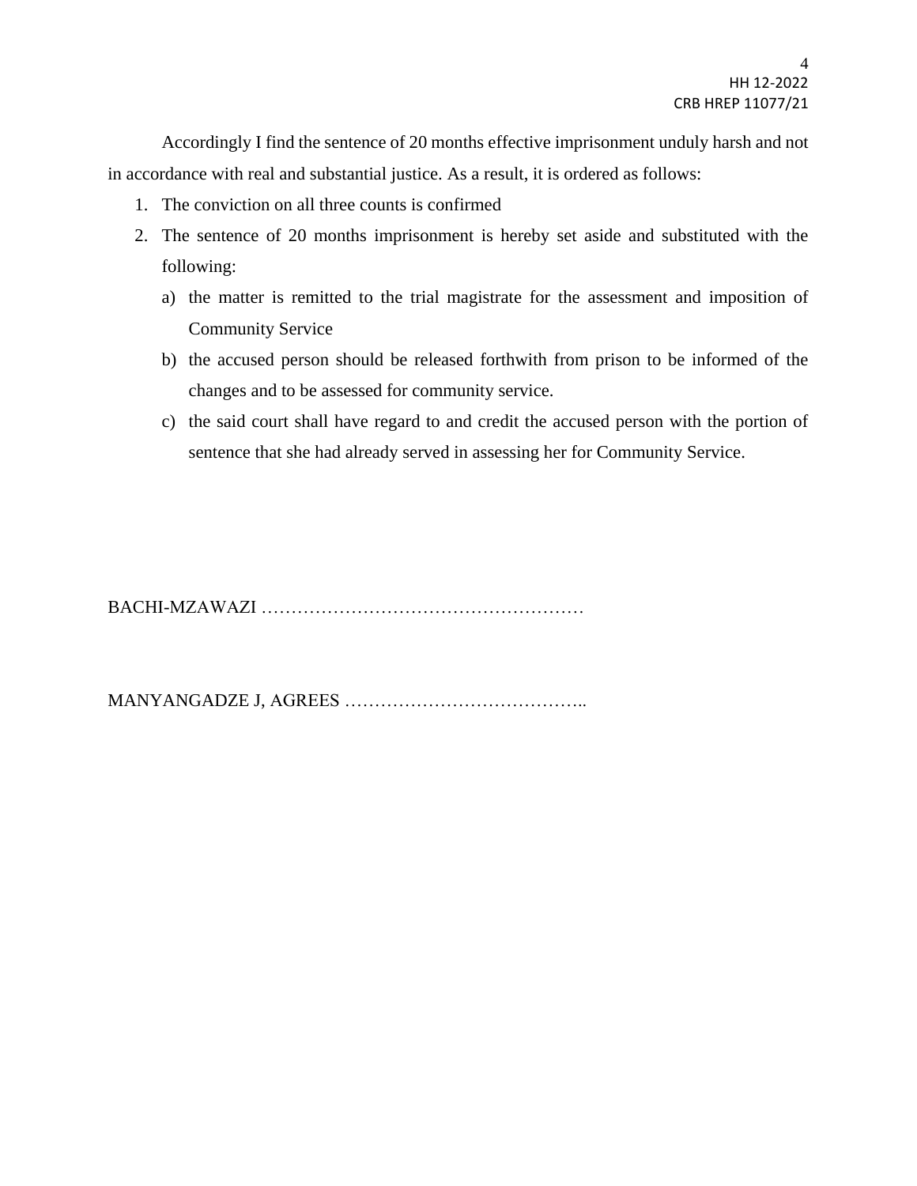Accordingly I find the sentence of 20 months effective imprisonment unduly harsh and not in accordance with real and substantial justice. As a result, it is ordered as follows:

1. The conviction on all three counts is confirmed
2. The sentence of 20 months imprisonment is hereby set aside and substituted with the following:
   a) the matter is remitted to the trial magistrate for the assessment and imposition of Community Service
   b) the accused person should be released forthwith from prison to be informed of the changes and to be assessed for community service.
   c) the said court shall have regard to and credit the accused person with the portion of sentence that she had already served in assessing her for Community Service.

BACHI-MZAWAZI ………………………………………………

MANYANGADZE J, AGREES …………………………………..